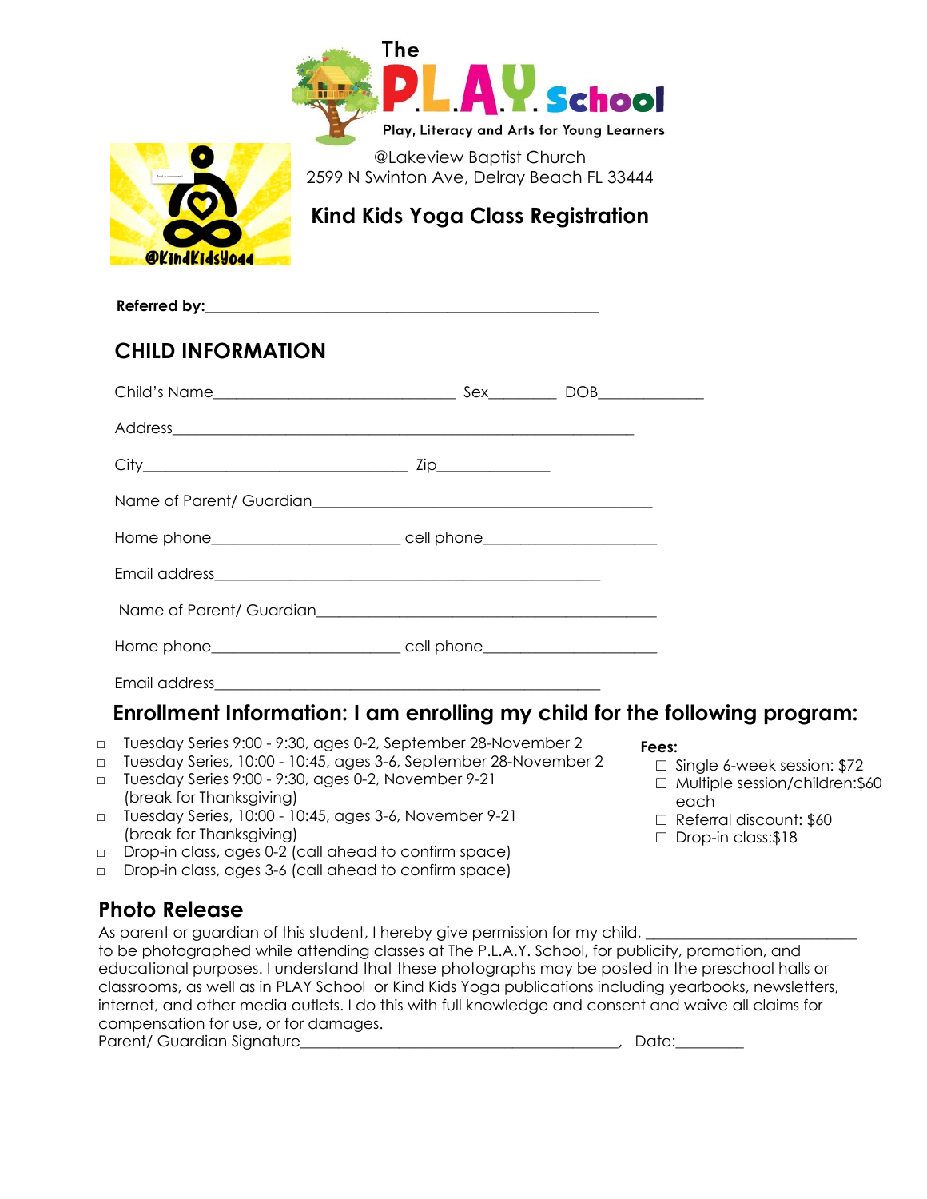The P.L.A.Y. School

Play, Literacy and Arts for Young Learners

@KindKidsYoga

@Lakeview Baptist Church
2599 N Swinton Ave, Delray Beach FL 33444

## Kind Kids Yoga Class Registration

**Referred by:**_______________________________________________

## CHILD INFORMATION

Child's Name_____________________________ Sex________ DOB_____________

Address________________________________________________________

City_________________________________ Zip______________

Name of Parent/ Guardian_________________________________________

Home phone______________________ cell phone_____________________

Email address______________________________________________

Name of Parent/ Guardian_________________________________________

Home phone______________________ cell phone_____________________

Email address______________________________________________

## Enrollment Information: I am enrolling my child for the following program:

- ☐ Tuesday Series 9:00 - 9:30, ages 0-2, September 28-November 2
- ☐ Tuesday Series, 10:00 - 10:45, ages 3-6, September 28-November 2
- ☐ Tuesday Series 9:00 - 9:30, ages 0-2, November 9-21 (break for Thanksgiving)
- ☐ Tuesday Series, 10:00 - 10:45, ages 3-6, November 9-21 (break for Thanksgiving)
- ☐ Drop-in class, ages 0-2 (call ahead to confirm space)
- ☐ Drop-in class, ages 3-6 (call ahead to confirm space)

**Fees:**

- ☐ Single 6-week session: $72
- ☐ Multiple session/children:$60 each
- ☐ Referral discount: $60
- ☐ Drop-in class:$18

## Photo Release

As parent or guardian of this student, I hereby give permission for my child, ___________________________ to be photographed while attending classes at The P.L.A.Y. School, for publicity, promotion, and educational purposes. I understand that these photographs may be posted in the preschool halls or classrooms, as well as in PLAY School or Kind Kids Yoga publications including yearbooks, newsletters, internet, and other media outlets. I do this with full knowledge and consent and waive all claims for compensation for use, or for damages.

Parent/ Guardian Signature_________________________________________, Date:_________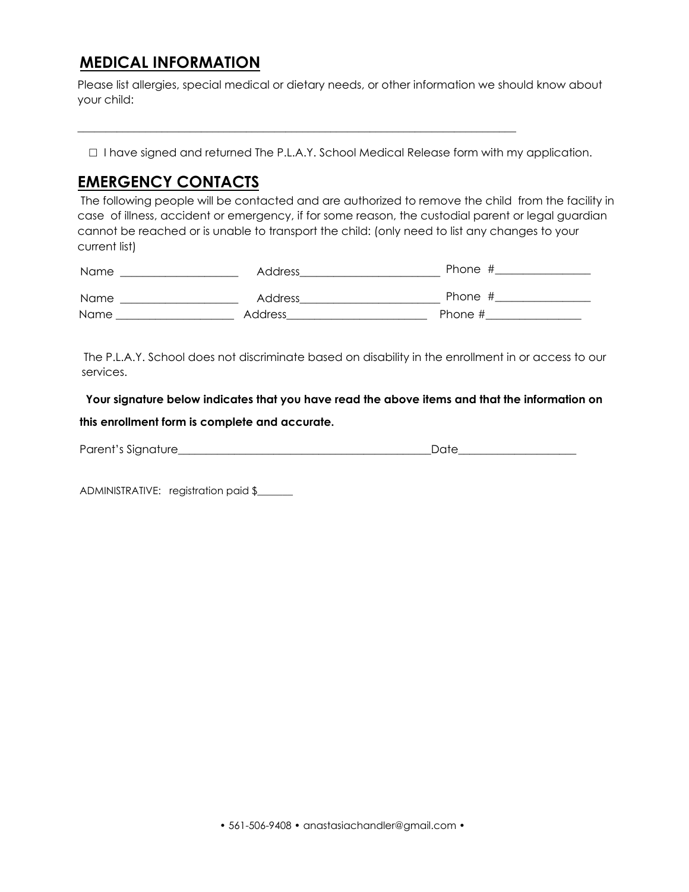## MEDICAL INFORMATION

Please list allergies, special medical or dietary needs, or other information we should know about your child:

_______________________________________________________________________________

☐ I have signed and returned The P.L.A.Y. School Medical Release form with my application.

## EMERGENCY CONTACTS

The following people will be contacted and are authorized to remove the child from the facility in case of illness, accident or emergency, if for some reason, the custodial parent or legal guardian cannot be reached or is unable to transport the child: (only need to list any changes to your current list)

Name ____________________ Address________________________ Phone #________________

Name ____________________ Address________________________ Phone #________________

Name ____________________ Address________________________ Phone #________________

The P.L.A.Y. School does not discriminate based on disability in the enrollment in or access to our services.

**Your signature below indicates that you have read the above items and that the information on this enrollment form is complete and accurate.**

Parent's Signature_____________________________________________Date____________________

ADMINISTRATIVE: registration paid $_______

• 561-506-9408 • anastasiachandler@gmail.com •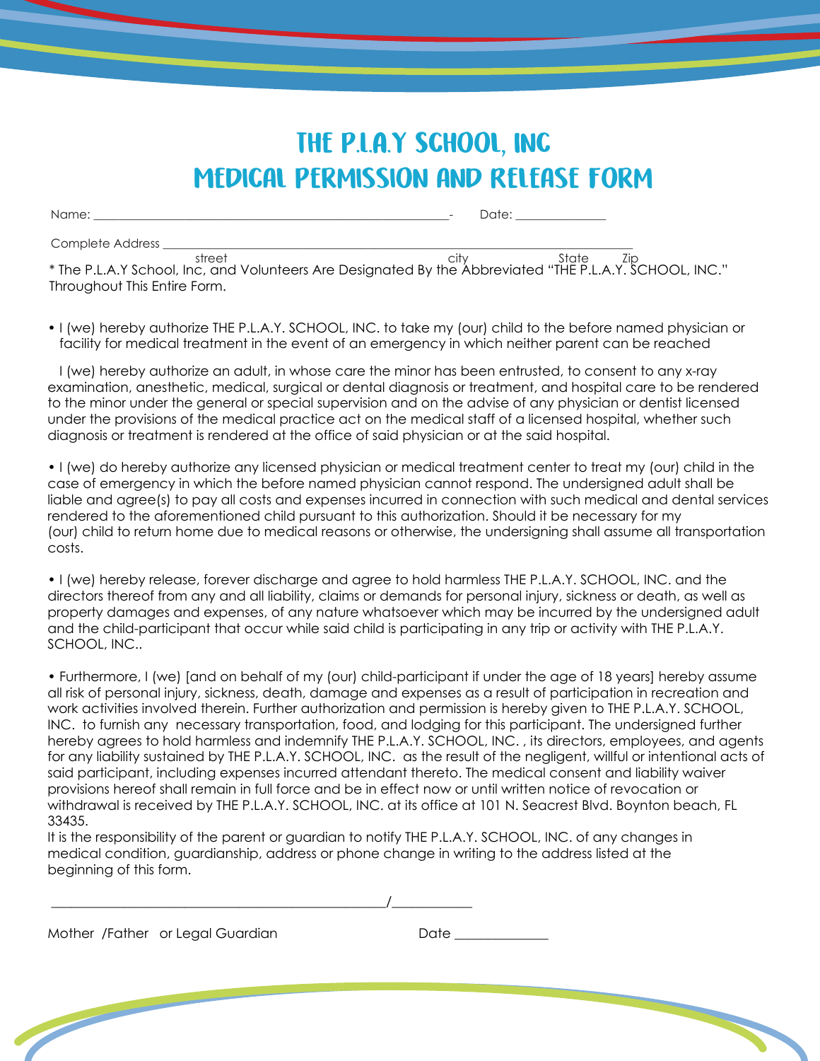# THE P.L.A.Y SCHOOL, INC
# MEDICAL PERMISSION AND RELEASE FORM

Name: ______________________________________________________- Date: ______________

Complete Address ___________________________________________________________________________
street city State Zip

* The P.L.A.Y School, Inc, and Volunteers Are Designated By the Abbreviated "THE P.L.A.Y. SCHOOL, INC." Throughout This Entire Form.

• I (we) hereby authorize THE P.L.A.Y. SCHOOL, INC. to take my (our) child to the before named physician or facility for medical treatment in the event of an emergency in which neither parent can be reached

I (we) hereby authorize an adult, in whose care the minor has been entrusted, to consent to any x-ray examination, anesthetic, medical, surgical or dental diagnosis or treatment, and hospital care to be rendered to the minor under the general or special supervision and on the advise of any physician or dentist licensed under the provisions of the medical practice act on the medical staff of a licensed hospital, whether such diagnosis or treatment is rendered at the office of said physician or at the said hospital.

• I (we) do hereby authorize any licensed physician or medical treatment center to treat my (our) child in the case of emergency in which the before named physician cannot respond. The undersigned adult shall be liable and agree(s) to pay all costs and expenses incurred in connection with such medical and dental services rendered to the aforementioned child pursuant to this authorization. Should it be necessary for my (our) child to return home due to medical reasons or otherwise, the undersigning shall assume all transportation costs.

• I (we) hereby release, forever discharge and agree to hold harmless THE P.L.A.Y. SCHOOL, INC. and the directors thereof from any and all liability, claims or demands for personal injury, sickness or death, as well as property damages and expenses, of any nature whatsoever which may be incurred by the undersigned adult and the child-participant that occur while said child is participating in any trip or activity with THE P.L.A.Y. SCHOOL, INC..

• Furthermore, I (we) [and on behalf of my (our) child-participant if under the age of 18 years] hereby assume all risk of personal injury, sickness, death, damage and expenses as a result of participation in recreation and work activities involved therein. Further authorization and permission is hereby given to THE P.L.A.Y. SCHOOL, INC. to furnish any necessary transportation, food, and lodging for this participant. The undersigned further hereby agrees to hold harmless and indemnify THE P.L.A.Y. SCHOOL, INC. , its directors, employees, and agents for any liability sustained by THE P.L.A.Y. SCHOOL, INC. as the result of the negligent, willful or intentional acts of said participant, including expenses incurred attendant thereto. The medical consent and liability waiver provisions hereof shall remain in full force and be in effect now or until written notice of revocation or withdrawal is received by THE P.L.A.Y. SCHOOL, INC. at its office at 101 N. Seacrest Blvd. Boynton beach, FL 33435.

It is the responsibility of the parent or guardian to notify THE P.L.A.Y. SCHOOL, INC. of any changes in medical condition, guardianship, address or phone change in writing to the address listed at the beginning of this form.

__________________________________________________/___________

Mother /Father or Legal Guardian Date _____________